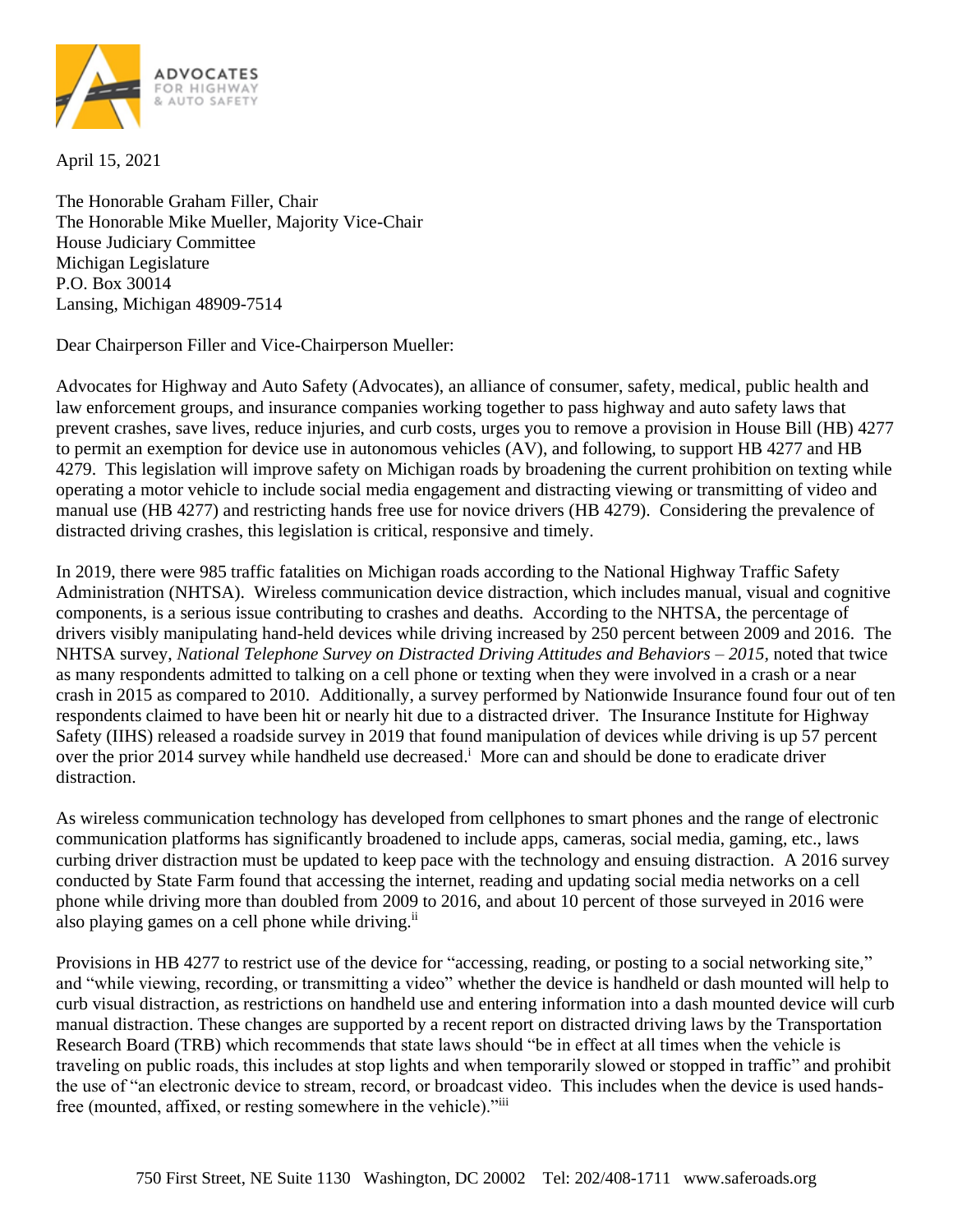ADVOCATES FOR HIGHWAY & AUTO SAFETY

April 15, 2021

The Honorable Graham Filler, Chair
The Honorable Mike Mueller, Majority Vice-Chair
House Judiciary Committee
Michigan Legislature
P.O. Box 30014
Lansing, Michigan 48909-7514

Dear Chairperson Filler and Vice-Chairperson Mueller:

Advocates for Highway and Auto Safety (Advocates), an alliance of consumer, safety, medical, public health and law enforcement groups, and insurance companies working together to pass highway and auto safety laws that prevent crashes, save lives, reduce injuries, and curb costs, urges you to remove a provision in House Bill (HB) 4277 to permit an exemption for device use in autonomous vehicles (AV), and following, to support HB 4277 and HB 4279. This legislation will improve safety on Michigan roads by broadening the current prohibition on texting while operating a motor vehicle to include social media engagement and distracting viewing or transmitting of video and manual use (HB 4277) and restricting hands free use for novice drivers (HB 4279). Considering the prevalence of distracted driving crashes, this legislation is critical, responsive and timely.

In 2019, there were 985 traffic fatalities on Michigan roads according to the National Highway Traffic Safety Administration (NHTSA). Wireless communication device distraction, which includes manual, visual and cognitive components, is a serious issue contributing to crashes and deaths. According to the NHTSA, the percentage of drivers visibly manipulating hand-held devices while driving increased by 250 percent between 2009 and 2016. The NHTSA survey, *National Telephone Survey on Distracted Driving Attitudes and Behaviors – 2015*, noted that twice as many respondents admitted to talking on a cell phone or texting when they were involved in a crash or a near crash in 2015 as compared to 2010. Additionally, a survey performed by Nationwide Insurance found four out of ten respondents claimed to have been hit or nearly hit due to a distracted driver. The Insurance Institute for Highway Safety (IIHS) released a roadside survey in 2019 that found manipulation of devices while driving is up 57 percent over the prior 2014 survey while handheld use decreased.[i] More can and should be done to eradicate driver distraction.

As wireless communication technology has developed from cellphones to smart phones and the range of electronic communication platforms has significantly broadened to include apps, cameras, social media, gaming, etc., laws curbing driver distraction must be updated to keep pace with the technology and ensuing distraction. A 2016 survey conducted by State Farm found that accessing the internet, reading and updating social media networks on a cell phone while driving more than doubled from 2009 to 2016, and about 10 percent of those surveyed in 2016 were also playing games on a cell phone while driving.[ii]

Provisions in HB 4277 to restrict use of the device for "accessing, reading, or posting to a social networking site," and "while viewing, recording, or transmitting a video" whether the device is handheld or dash mounted will help to curb visual distraction, as restrictions on handheld use and entering information into a dash mounted device will curb manual distraction. These changes are supported by a recent report on distracted driving laws by the Transportation Research Board (TRB) which recommends that state laws should "be in effect at all times when the vehicle is traveling on public roads, this includes at stop lights and when temporarily slowed or stopped in traffic" and prohibit the use of "an electronic device to stream, record, or broadcast video. This includes when the device is used hands-free (mounted, affixed, or resting somewhere in the vehicle)."[iii]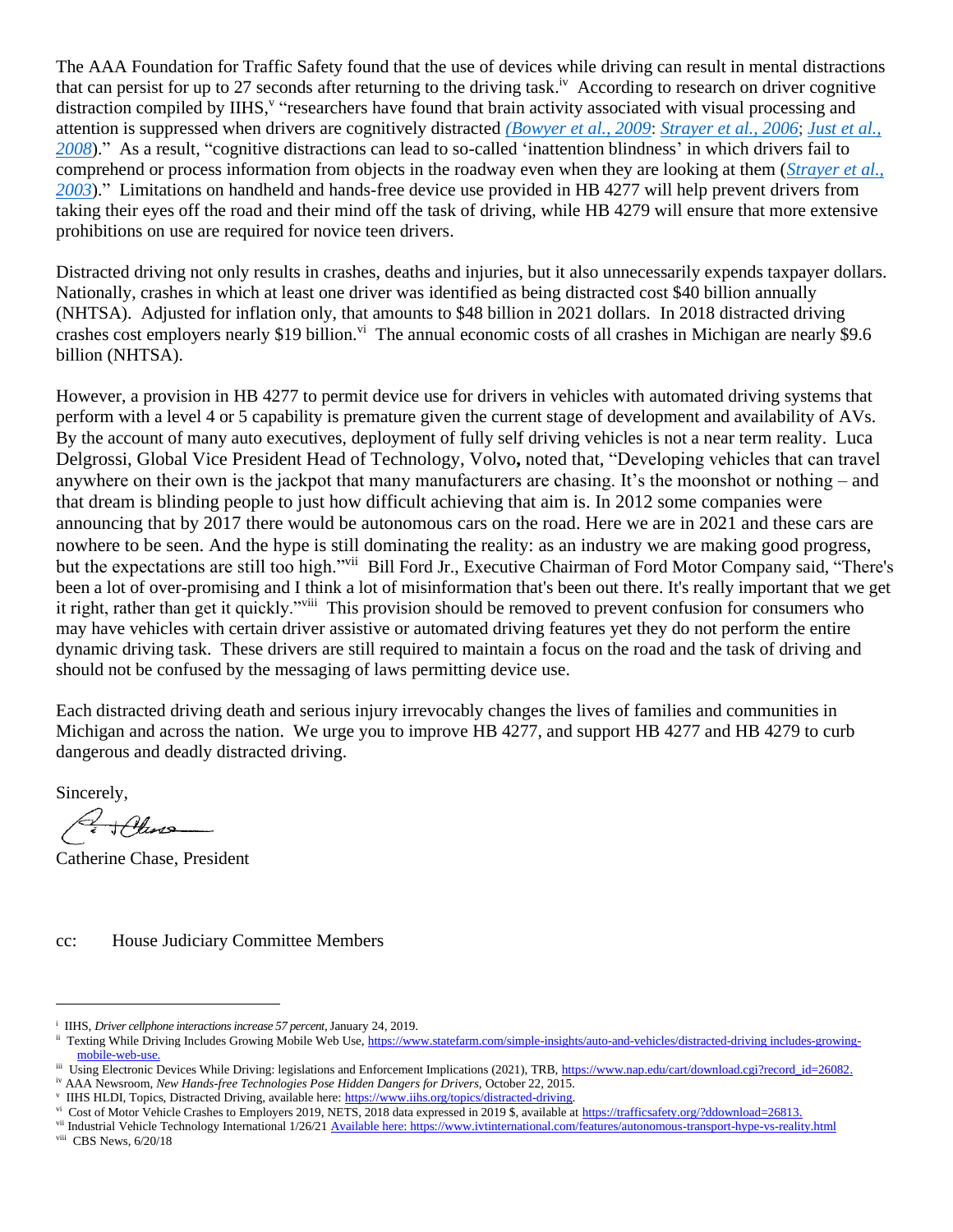The AAA Foundation for Traffic Safety found that the use of devices while driving can result in mental distractions that can persist for up to 27 seconds after returning to the driving task.[iv] According to research on driver cognitive distraction compiled by IIHS,[v] "researchers have found that brain activity associated with visual processing and attention is suppressed when drivers are cognitively distracted *(Bowyer et al., 2009*: *Strayer et al., 2006*; *Just et al., 2008*)." As a result, "cognitive distractions can lead to so-called 'inattention blindness' in which drivers fail to comprehend or process information from objects in the roadway even when they are looking at them (*Strayer et al., 2003*)." Limitations on handheld and hands-free device use provided in HB 4277 will help prevent drivers from taking their eyes off the road and their mind off the task of driving, while HB 4279 will ensure that more extensive prohibitions on use are required for novice teen drivers.

Distracted driving not only results in crashes, deaths and injuries, but it also unnecessarily expends taxpayer dollars. Nationally, crashes in which at least one driver was identified as being distracted cost $40 billion annually (NHTSA). Adjusted for inflation only, that amounts to $48 billion in 2021 dollars. In 2018 distracted driving crashes cost employers nearly $19 billion.[vi] The annual economic costs of all crashes in Michigan are nearly $9.6 billion (NHTSA).

However, a provision in HB 4277 to permit device use for drivers in vehicles with automated driving systems that perform with a level 4 or 5 capability is premature given the current stage of development and availability of AVs. By the account of many auto executives, deployment of fully self driving vehicles is not a near term reality. Luca Delgrossi, Global Vice President Head of Technology, Volvo**,** noted that, "Developing vehicles that can travel anywhere on their own is the jackpot that many manufacturers are chasing. It's the moonshot or nothing – and that dream is blinding people to just how difficult achieving that aim is. In 2012 some companies were announcing that by 2017 there would be autonomous cars on the road. Here we are in 2021 and these cars are nowhere to be seen. And the hype is still dominating the reality: as an industry we are making good progress, but the expectations are still too high."[vii] Bill Ford Jr., Executive Chairman of Ford Motor Company said, "There's been a lot of over-promising and I think a lot of misinformation that's been out there. It's really important that we get it right, rather than get it quickly."[viii] This provision should be removed to prevent confusion for consumers who may have vehicles with certain driver assistive or automated driving features yet they do not perform the entire dynamic driving task. These drivers are still required to maintain a focus on the road and the task of driving and should not be confused by the messaging of laws permitting device use.

Each distracted driving death and serious injury irrevocably changes the lives of families and communities in Michigan and across the nation. We urge you to improve HB 4277, and support HB 4277 and HB 4279 to curb dangerous and deadly distracted driving.

Sincerely,

Catherine Chase, President

cc: House Judiciary Committee Members

---

[i] IIHS, *Driver cellphone interactions increase 57 percent*, January 24, 2019.

[ii] Texting While Driving Includes Growing Mobile Web Use, https://www.statefarm.com/simple-insights/auto-and-vehicles/distracted-driving includes-growing-mobile-web-use.

[iii] Using Electronic Devices While Driving: legislations and Enforcement Implications (2021), TRB, https://www.nap.edu/cart/download.cgi?record_id=26082.

[iv] AAA Newsroom, *New Hands-free Technologies Pose Hidden Dangers for Drivers*, October 22, 2015.

[v] IIHS HLDI, Topics, Distracted Driving, available here: https://www.iihs.org/topics/distracted-driving.

[vi] Cost of Motor Vehicle Crashes to Employers 2019, NETS, 2018 data expressed in 2019 $, available at https://trafficsafety.org/?ddownload=26813.

[vii] Industrial Vehicle Technology International 1/26/21 Available here: https://www.ivtinternational.com/features/autonomous-transport-hype-vs-reality.html

[viii] CBS News, 6/20/18